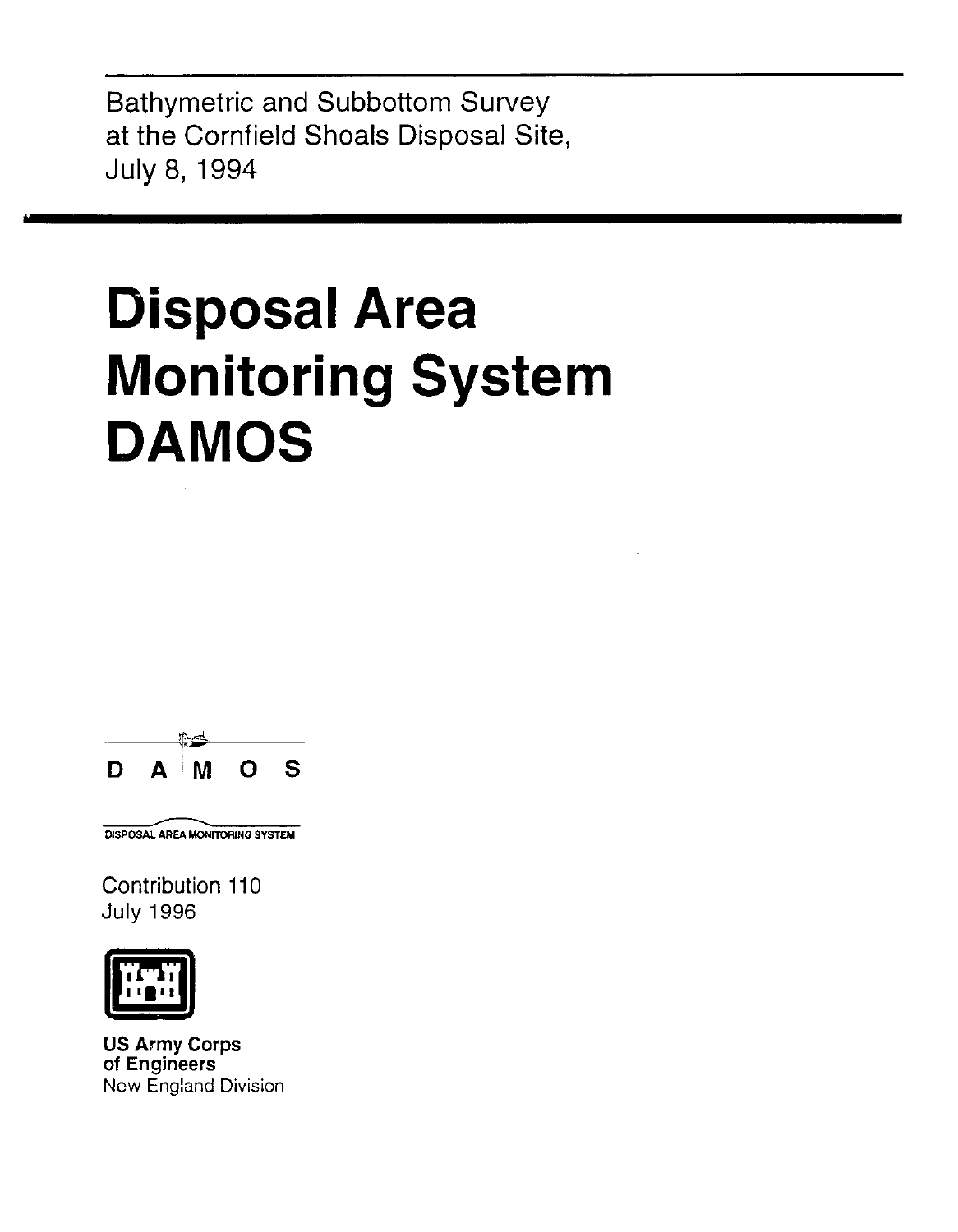Bathymetric and Subbottom Survey
at the Cornfield Shoals Disposal Site,
July 8, 1994

# Disposal Area Monitoring System DAMOS

D A M O S

DISPOSAL AREA MONITORING SYSTEM

Contribution 110
July 1996

**US Army Corps of Engineers**
New England Division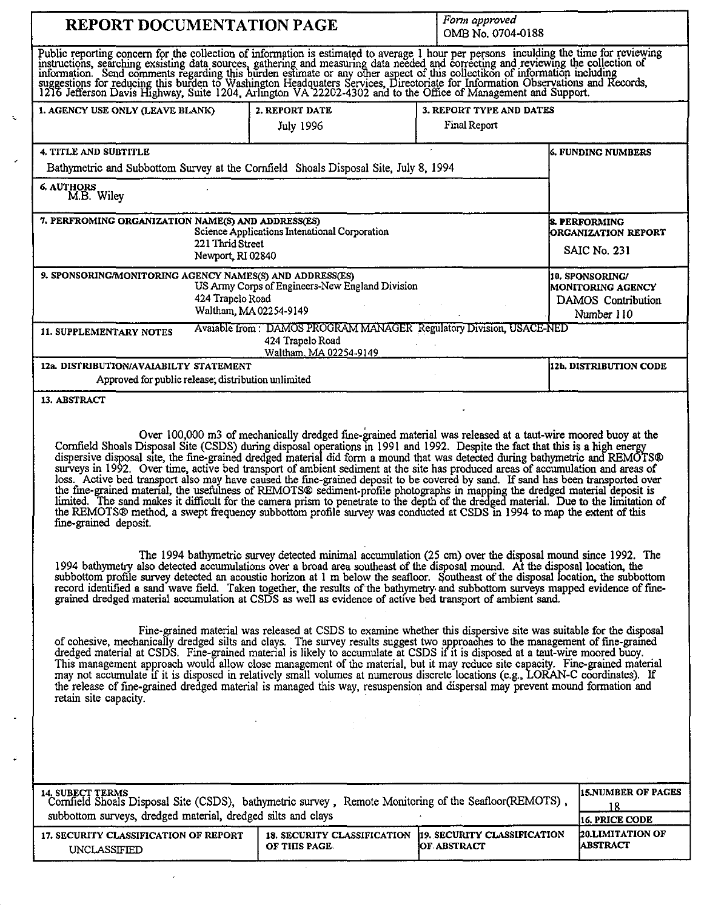# REPORT DOCUMENTATION PAGE

*Form approved*
OMB No. 0704-0188

Public reporting concern for the collection of information is estimated to average 1 hour per persons inculding the time for reviewing instructions, searching exsisting data sources, gathering and measuring data needed and correcting and reviewing the collection of information. Send comments regarding this burden estimate or any other aspect of this collectikon of information including suggestions for reducing this burden to Washington Headquaters Services, Directoriate for Information Observations and Records, 1216 Jefferson Davis Highway, Suite 1204, Arlington VA 22202-4302 and to the Office of Management and Support.

| 1. AGENCY USE ONLY (LEAVE BLANK) | 2. REPORT DATE | 3. REPORT TYPE AND DATES |
|---|---|---|
| | July 1996 | Final Report |

**4. TITLE AND SUBTITLE**
Bathymetric and Subbottom Survey at the Cornfield Shoals Disposal Site, July 8, 1994

**6. FUNDING NUMBERS**

**6. AUTHORS**
M.B. Wiley

**7. PERFROMING ORGANIZATION NAME(S) AND ADDRESS(ES)**
Science Applications Intenational Corporation
221 Thrid Street
Newport, RI 02840

**8. PERFORMING ORGANIZATION REPORT**
SAIC No. 231

**9. SPONSORING/MONITORING AGENCY NAMES(S) AND ADDRESS(ES)**
US Army Corps of Engineers-New England Division
424 Trapelo Road
Waltham, MA 02254-9149

**10. SPONSORING/ MONITORING AGENCY**
DAMOS Contribution Number 110

**11. SUPPLEMENTARY NOTES**
Avaiable from: DAMOS PROGRAM MANAGER Regulatory Division, USACE-NED
424 Trapelo Road
Waltham, MA 02254-9149

**12a. DISTRIBUTION/AVAIABILTY STATEMENT**
Approved for public release; distribution unlimited

**12b. DISTRIBUTION CODE**

**13. ABSTRACT**

Over 100,000 m3 of mechanically dredged fine-grained material was released at a taut-wire moored buoy at the Cornfield Shoals Disposal Site (CSDS) during disposal operations in 1991 and 1992. Despite the fact that this is a high energy dispersive disposal site, the fine-grained dredged material did form a mound that was detected during bathymetric and REMOTS® surveys in 1992. Over time, active bed transport of ambient sediment at the site has produced areas of accumulation and areas of loss. Active bed transport also may have caused the fine-grained deposit to be covered by sand. If sand has been transported over the fine-grained material, the usefulness of REMOTS® sediment-profile photographs in mapping the dredged material deposit is limited. The sand makes it difficult for the camera prism to penetrate to the depth of the dredged material. Due to the limitation of the REMOTS® method, a swept frequency subbottom profile survey was conducted at CSDS in 1994 to map the extent of this fine-grained deposit.

The 1994 bathymetric survey detected minimal accumulation (25 cm) over the disposal mound since 1992. The 1994 bathymetry also detected accumulations over a broad area southeast of the disposal mound. At the disposal location, the subbottom profile survey detected an acoustic horizon at 1 m below the seafloor. Southeast of the disposal location, the subbottom record identified a sand wave field. Taken together, the results of the bathymetry and subbottom surveys mapped evidence of fine-grained dredged material accumulation at CSDS as well as evidence of active bed transport of ambient sand.

Fine-grained material was released at CSDS to examine whether this dispersive site was suitable for the disposal of cohesive, mechanically dredged silts and clays. The survey results suggest two approaches to the management of fine-grained dredged material at CSDS. Fine-grained material is likely to accumulate at CSDS if it is disposed at a taut-wire moored buoy. This management approach would allow close management of the material, but it may reduce site capacity. Fine-grained material may not accumulate if it is disposed in relatively small volumes at numerous discrete locations (e.g., LORAN-C coordinates). If the release of fine-grained dredged material is managed this way, resuspension and dispersal may prevent mound formation and retain site capacity.

**14. SUBJECT TERMS**
Cornfield Shoals Disposal Site (CSDS), bathymetric survey, Remote Monitoring of the Seafloor(REMOTS), subbottom surveys, dredged material, dredged silts and clays

**15. NUMBER OF PAGES**
18

**16. PRICE CODE**

| 17. SECURITY CLASSIFICATION OF REPORT | 18. SECURITY CLASSIFICATION OF THIS PAGE | 19. SECURITY CLASSIFICATION OF ABSTRACT | 20. LIMITATION OF ABSTRACT |
|---|---|---|---|
| UNCLASSIFIED | | | |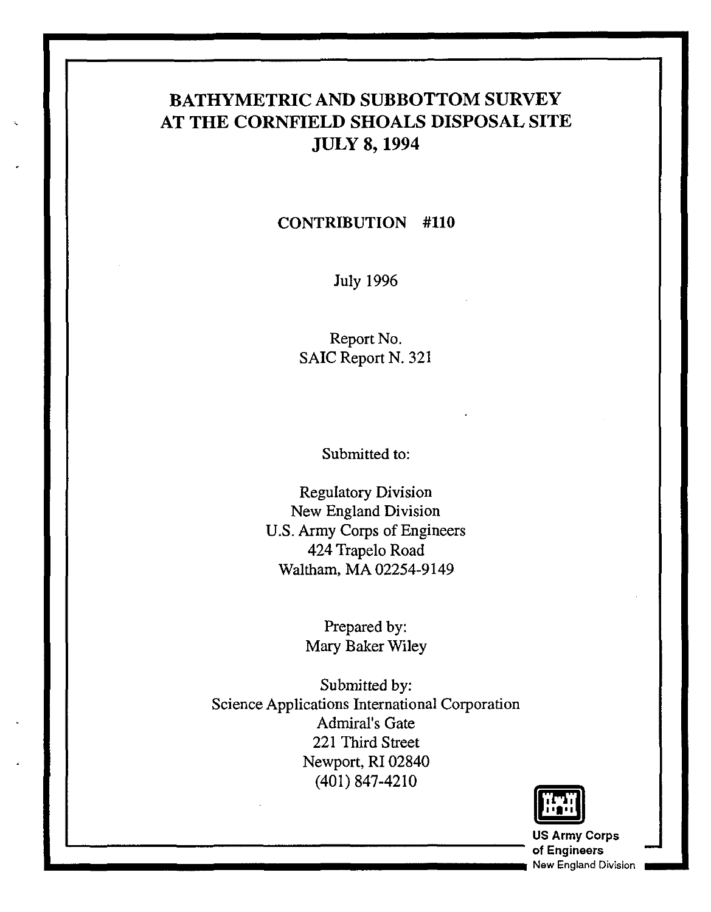# BATHYMETRIC AND SUBBOTTOM SURVEY AT THE CORNFIELD SHOALS DISPOSAL SITE JULY 8, 1994

**CONTRIBUTION #110**

July 1996

Report No.
SAIC Report N. 321

Submitted to:

Regulatory Division
New England Division
U.S. Army Corps of Engineers
424 Trapelo Road
Waltham, MA 02254-9149

Prepared by:
Mary Baker Wiley

Submitted by:
Science Applications International Corporation
Admiral's Gate
221 Third Street
Newport, RI 02840
(401) 847-4210

US Army Corps
of Engineers
New England Division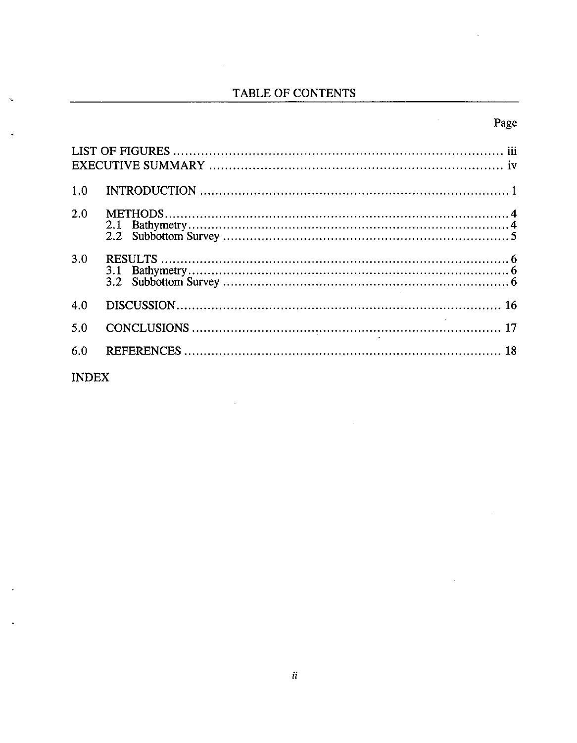# TABLE OF CONTENTS

| | | Page |
|---|---|---|
| LIST OF FIGURES | | iii |
| EXECUTIVE SUMMARY | | iv |
| 1.0 | INTRODUCTION | 1 |
| 2.0 | METHODS | 4 |
| | 2.1 Bathymetry | 4 |
| | 2.2 Subbottom Survey | 5 |
| 3.0 | RESULTS | 6 |
| | 3.1 Bathymetry | 6 |
| | 3.2 Subbottom Survey | 6 |
| 4.0 | DISCUSSION | 16 |
| 5.0 | CONCLUSIONS | 17 |
| 6.0 | REFERENCES | 18 |
| INDEX | | |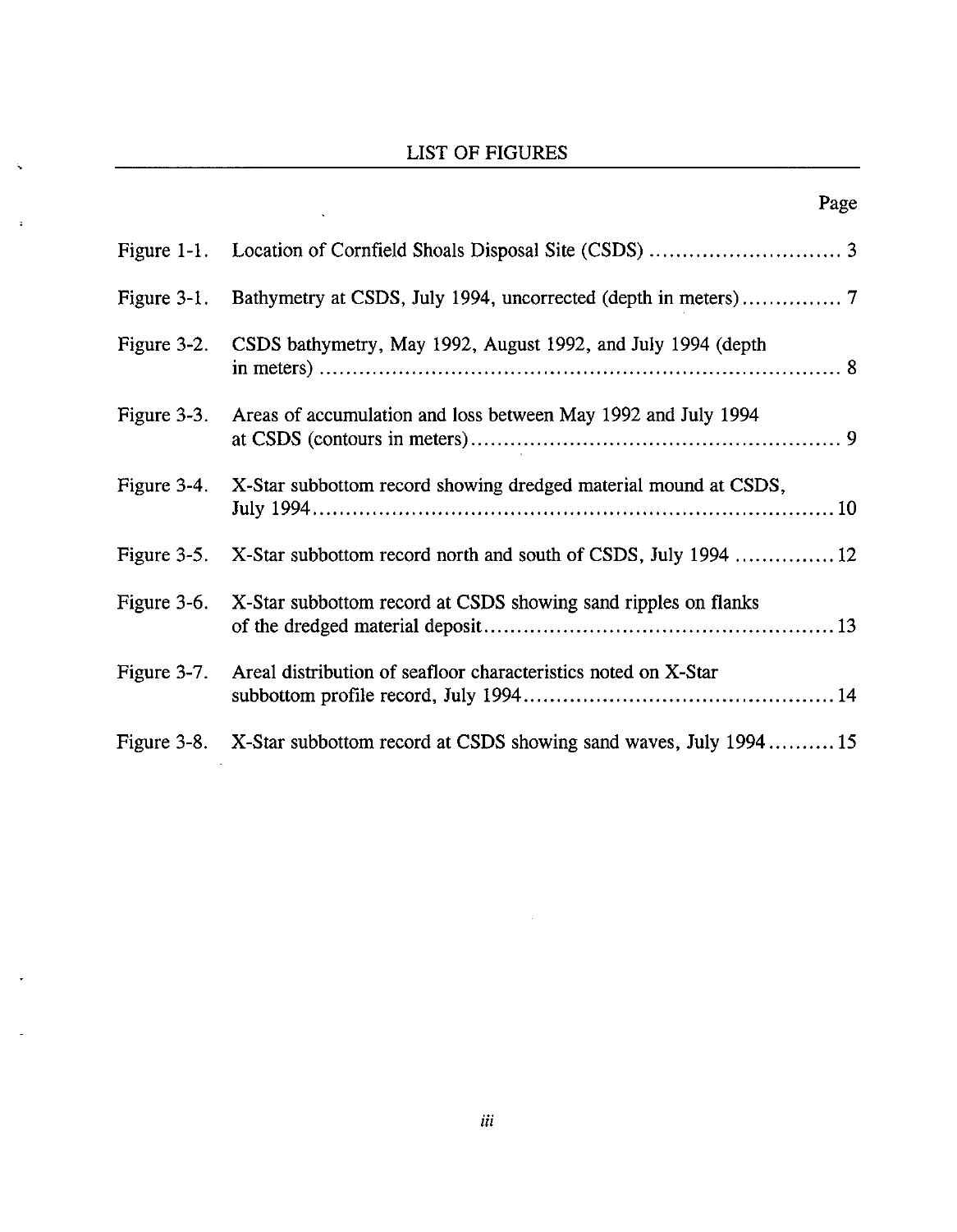## LIST OF FIGURES

| | | Page |
|---|---|---|
| Figure 1-1. | Location of Cornfield Shoals Disposal Site (CSDS) | 3 |
| Figure 3-1. | Bathymetry at CSDS, July 1994, uncorrected (depth in meters) | 7 |
| Figure 3-2. | CSDS bathymetry, May 1992, August 1992, and July 1994 (depth in meters) | 8 |
| Figure 3-3. | Areas of accumulation and loss between May 1992 and July 1994 at CSDS (contours in meters) | 9 |
| Figure 3-4. | X-Star subbottom record showing dredged material mound at CSDS, July 1994 | 10 |
| Figure 3-5. | X-Star subbottom record north and south of CSDS, July 1994 | 12 |
| Figure 3-6. | X-Star subbottom record at CSDS showing sand ripples on flanks of the dredged material deposit | 13 |
| Figure 3-7. | Areal distribution of seafloor characteristics noted on X-Star subbottom profile record, July 1994 | 14 |
| Figure 3-8. | X-Star subbottom record at CSDS showing sand waves, July 1994 | 15 |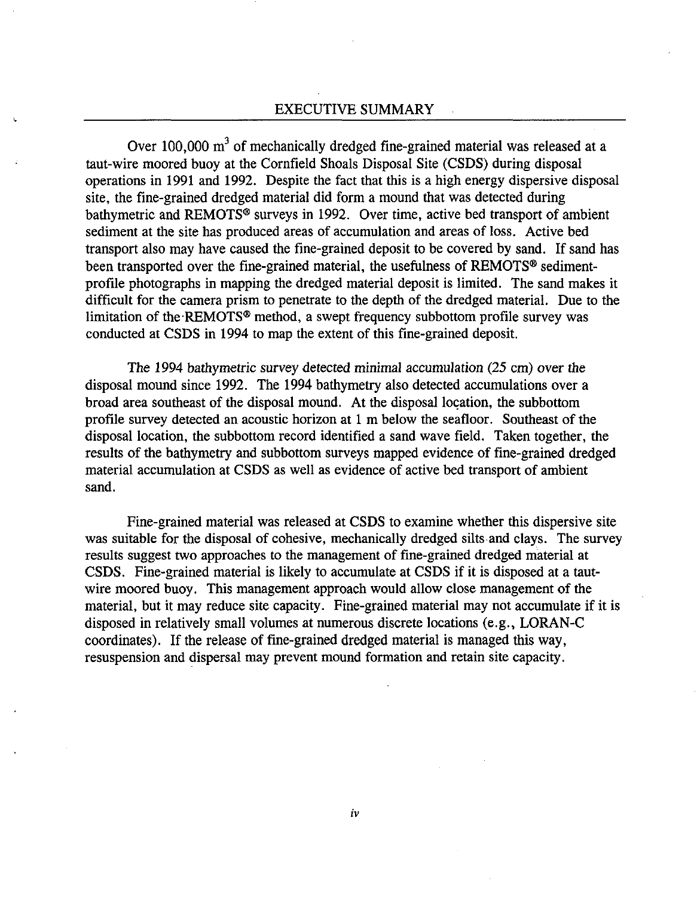# EXECUTIVE SUMMARY

Over 100,000 $m^3$ of mechanically dredged fine-grained material was released at a taut-wire moored buoy at the Cornfield Shoals Disposal Site (CSDS) during disposal operations in 1991 and 1992. Despite the fact that this is a high energy dispersive disposal site, the fine-grained dredged material did form a mound that was detected during bathymetric and REMOTS® surveys in 1992. Over time, active bed transport of ambient sediment at the site has produced areas of accumulation and areas of loss. Active bed transport also may have caused the fine-grained deposit to be covered by sand. If sand has been transported over the fine-grained material, the usefulness of REMOTS® sediment-profile photographs in mapping the dredged material deposit is limited. The sand makes it difficult for the camera prism to penetrate to the depth of the dredged material. Due to the limitation of the REMOTS® method, a swept frequency subbottom profile survey was conducted at CSDS in 1994 to map the extent of this fine-grained deposit.

The 1994 bathymetric survey detected minimal accumulation (25 cm) over the disposal mound since 1992. The 1994 bathymetry also detected accumulations over a broad area southeast of the disposal mound. At the disposal location, the subbottom profile survey detected an acoustic horizon at 1 m below the seafloor. Southeast of the disposal location, the subbottom record identified a sand wave field. Taken together, the results of the bathymetry and subbottom surveys mapped evidence of fine-grained dredged material accumulation at CSDS as well as evidence of active bed transport of ambient sand.

Fine-grained material was released at CSDS to examine whether this dispersive site was suitable for the disposal of cohesive, mechanically dredged silts and clays. The survey results suggest two approaches to the management of fine-grained dredged material at CSDS. Fine-grained material is likely to accumulate at CSDS if it is disposed at a taut-wire moored buoy. This management approach would allow close management of the material, but it may reduce site capacity. Fine-grained material may not accumulate if it is disposed in relatively small volumes at numerous discrete locations (e.g., LORAN-C coordinates). If the release of fine-grained dredged material is managed this way, resuspension and dispersal may prevent mound formation and retain site capacity.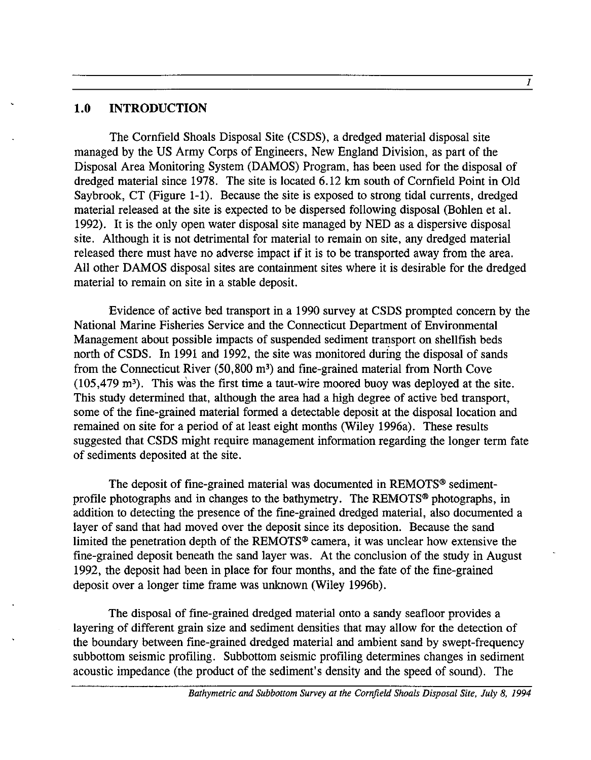# 1.0 INTRODUCTION

The Cornfield Shoals Disposal Site (CSDS), a dredged material disposal site managed by the US Army Corps of Engineers, New England Division, as part of the Disposal Area Monitoring System (DAMOS) Program, has been used for the disposal of dredged material since 1978. The site is located 6.12 km south of Cornfield Point in Old Saybrook, CT (Figure 1-1). Because the site is exposed to strong tidal currents, dredged material released at the site is expected to be dispersed following disposal (Bohlen et al. 1992). It is the only open water disposal site managed by NED as a dispersive disposal site. Although it is not detrimental for material to remain on site, any dredged material released there must have no adverse impact if it is to be transported away from the area. All other DAMOS disposal sites are containment sites where it is desirable for the dredged material to remain on site in a stable deposit.

Evidence of active bed transport in a 1990 survey at CSDS prompted concern by the National Marine Fisheries Service and the Connecticut Department of Environmental Management about possible impacts of suspended sediment transport on shellfish beds north of CSDS. In 1991 and 1992, the site was monitored during the disposal of sands from the Connecticut River (50,800 $m^3$) and fine-grained material from North Cove (105,479 $m^3$). This was the first time a taut-wire moored buoy was deployed at the site. This study determined that, although the area had a high degree of active bed transport, some of the fine-grained material formed a detectable deposit at the disposal location and remained on site for a period of at least eight months (Wiley 1996a). These results suggested that CSDS might require management information regarding the longer term fate of sediments deposited at the site.

The deposit of fine-grained material was documented in REMOTS® sediment-profile photographs and in changes to the bathymetry. The REMOTS® photographs, in addition to detecting the presence of the fine-grained dredged material, also documented a layer of sand that had moved over the deposit since its deposition. Because the sand limited the penetration depth of the REMOTS® camera, it was unclear how extensive the fine-grained deposit beneath the sand layer was. At the conclusion of the study in August 1992, the deposit had been in place for four months, and the fate of the fine-grained deposit over a longer time frame was unknown (Wiley 1996b).

The disposal of fine-grained dredged material onto a sandy seafloor provides a layering of different grain size and sediment densities that may allow for the detection of the boundary between fine-grained dredged material and ambient sand by swept-frequency subbottom seismic profiling. Subbottom seismic profiling determines changes in sediment acoustic impedance (the product of the sediment's density and the speed of sound). The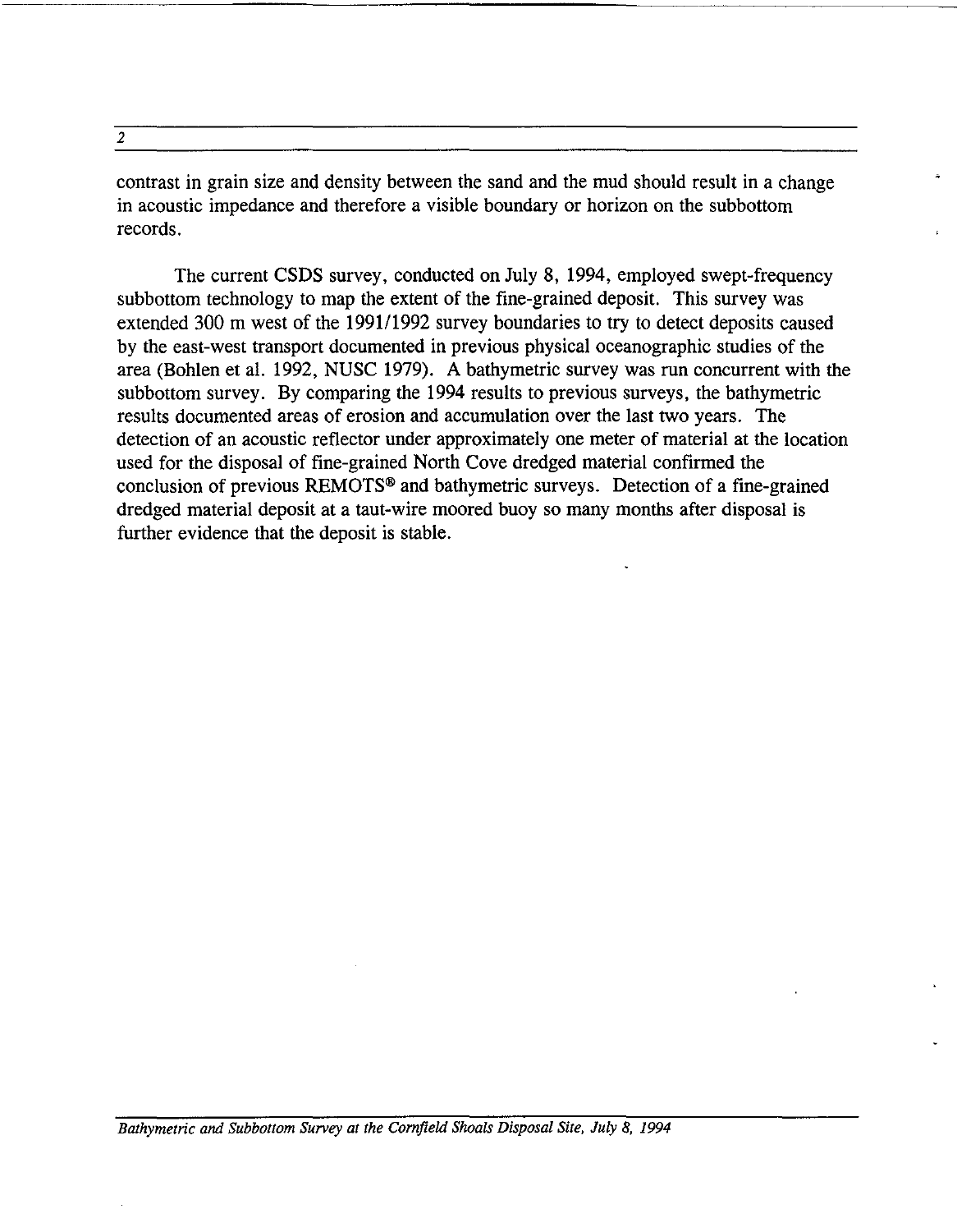contrast in grain size and density between the sand and the mud should result in a change in acoustic impedance and therefore a visible boundary or horizon on the subbottom records.

The current CSDS survey, conducted on July 8, 1994, employed swept-frequency subbottom technology to map the extent of the fine-grained deposit. This survey was extended 300 m west of the 1991/1992 survey boundaries to try to detect deposits caused by the east-west transport documented in previous physical oceanographic studies of the area (Bohlen et al. 1992, NUSC 1979). A bathymetric survey was run concurrent with the subbottom survey. By comparing the 1994 results to previous surveys, the bathymetric results documented areas of erosion and accumulation over the last two years. The detection of an acoustic reflector under approximately one meter of material at the location used for the disposal of fine-grained North Cove dredged material confirmed the conclusion of previous REMOTS® and bathymetric surveys. Detection of a fine-grained dredged material deposit at a taut-wire moored buoy so many months after disposal is further evidence that the deposit is stable.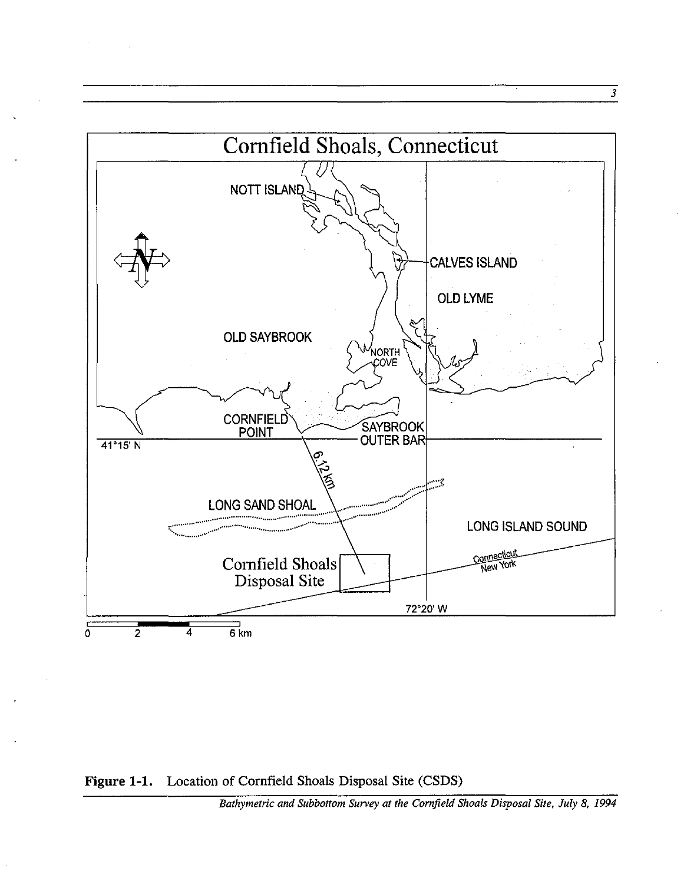Figure 1-1. Location of Cornfield Shoals Disposal Site (CSDS)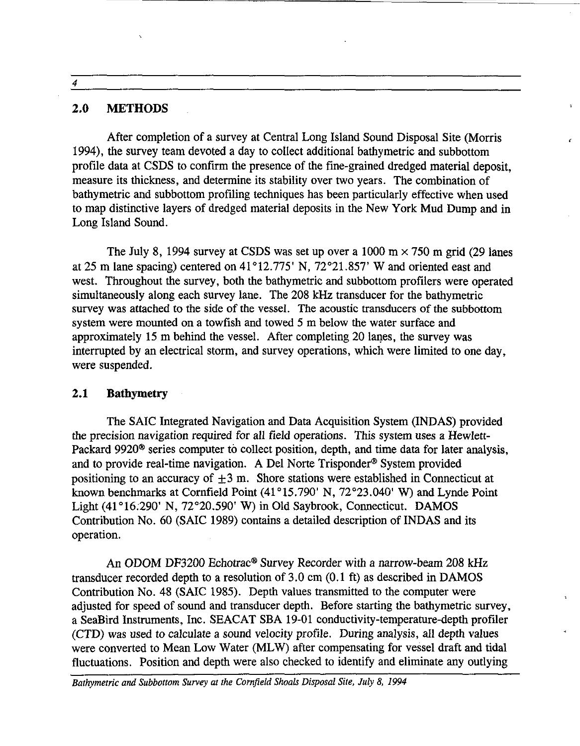## 2.0 METHODS

After completion of a survey at Central Long Island Sound Disposal Site (Morris 1994), the survey team devoted a day to collect additional bathymetric and subbottom profile data at CSDS to confirm the presence of the fine-grained dredged material deposit, measure its thickness, and determine its stability over two years. The combination of bathymetric and subbottom profiling techniques has been particularly effective when used to map distinctive layers of dredged material deposits in the New York Mud Dump and in Long Island Sound.

The July 8, 1994 survey at CSDS was set up over a 1000 m × 750 m grid (29 lanes at 25 m lane spacing) centered on 41°12.775' N, 72°21.857' W and oriented east and west. Throughout the survey, both the bathymetric and subbottom profilers were operated simultaneously along each survey lane. The 208 kHz transducer for the bathymetric survey was attached to the side of the vessel. The acoustic transducers of the subbottom system were mounted on a towfish and towed 5 m below the water surface and approximately 15 m behind the vessel. After completing 20 lanes, the survey was interrupted by an electrical storm, and survey operations, which were limited to one day, were suspended.

### 2.1 Bathymetry

The SAIC Integrated Navigation and Data Acquisition System (INDAS) provided the precision navigation required for all field operations. This system uses a Hewlett-Packard 9920® series computer to collect position, depth, and time data for later analysis, and to provide real-time navigation. A Del Norte Trisponder® System provided positioning to an accuracy of ±3 m. Shore stations were established in Connecticut at known benchmarks at Cornfield Point (41°15.790' N, 72°23.040' W) and Lynde Point Light (41°16.290' N, 72°20.590' W) in Old Saybrook, Connecticut. DAMOS Contribution No. 60 (SAIC 1989) contains a detailed description of INDAS and its operation.

An ODOM DF3200 Echotrac® Survey Recorder with a narrow-beam 208 kHz transducer recorded depth to a resolution of 3.0 cm (0.1 ft) as described in DAMOS Contribution No. 48 (SAIC 1985). Depth values transmitted to the computer were adjusted for speed of sound and transducer depth. Before starting the bathymetric survey, a SeaBird Instruments, Inc. SEACAT SBA 19-01 conductivity-temperature-depth profiler (CTD) was used to calculate a sound velocity profile. During analysis, all depth values were converted to Mean Low Water (MLW) after compensating for vessel draft and tidal fluctuations. Position and depth were also checked to identify and eliminate any outlying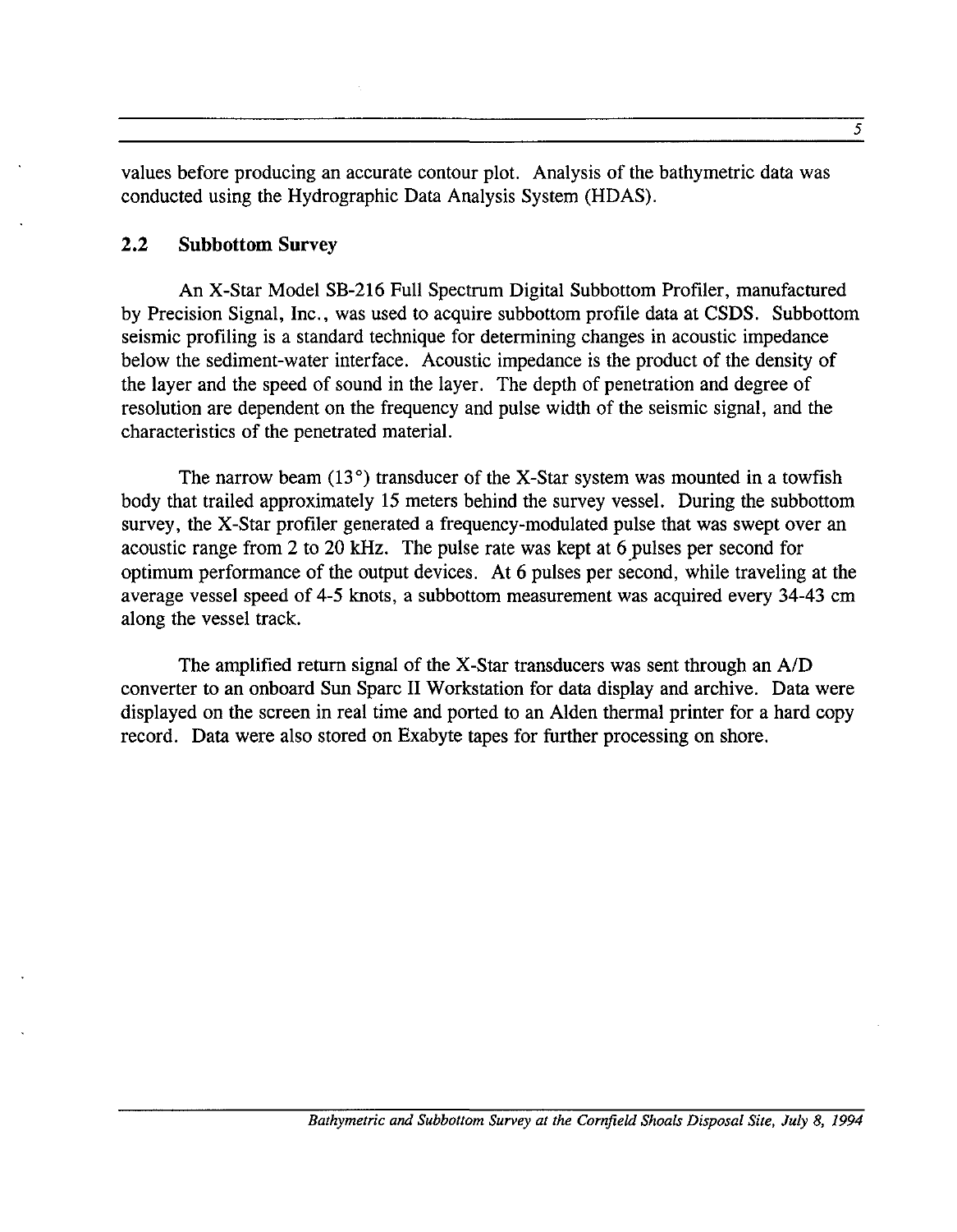values before producing an accurate contour plot. Analysis of the bathymetric data was conducted using the Hydrographic Data Analysis System (HDAS).

## 2.2 Subbottom Survey

An X-Star Model SB-216 Full Spectrum Digital Subbottom Profiler, manufactured by Precision Signal, Inc., was used to acquire subbottom profile data at CSDS. Subbottom seismic profiling is a standard technique for determining changes in acoustic impedance below the sediment-water interface. Acoustic impedance is the product of the density of the layer and the speed of sound in the layer. The depth of penetration and degree of resolution are dependent on the frequency and pulse width of the seismic signal, and the characteristics of the penetrated material.

The narrow beam (13°) transducer of the X-Star system was mounted in a towfish body that trailed approximately 15 meters behind the survey vessel. During the subbottom survey, the X-Star profiler generated a frequency-modulated pulse that was swept over an acoustic range from 2 to 20 kHz. The pulse rate was kept at 6 pulses per second for optimum performance of the output devices. At 6 pulses per second, while traveling at the average vessel speed of 4-5 knots, a subbottom measurement was acquired every 34-43 cm along the vessel track.

The amplified return signal of the X-Star transducers was sent through an A/D converter to an onboard Sun Sparc II Workstation for data display and archive. Data were displayed on the screen in real time and ported to an Alden thermal printer for a hard copy record. Data were also stored on Exabyte tapes for further processing on shore.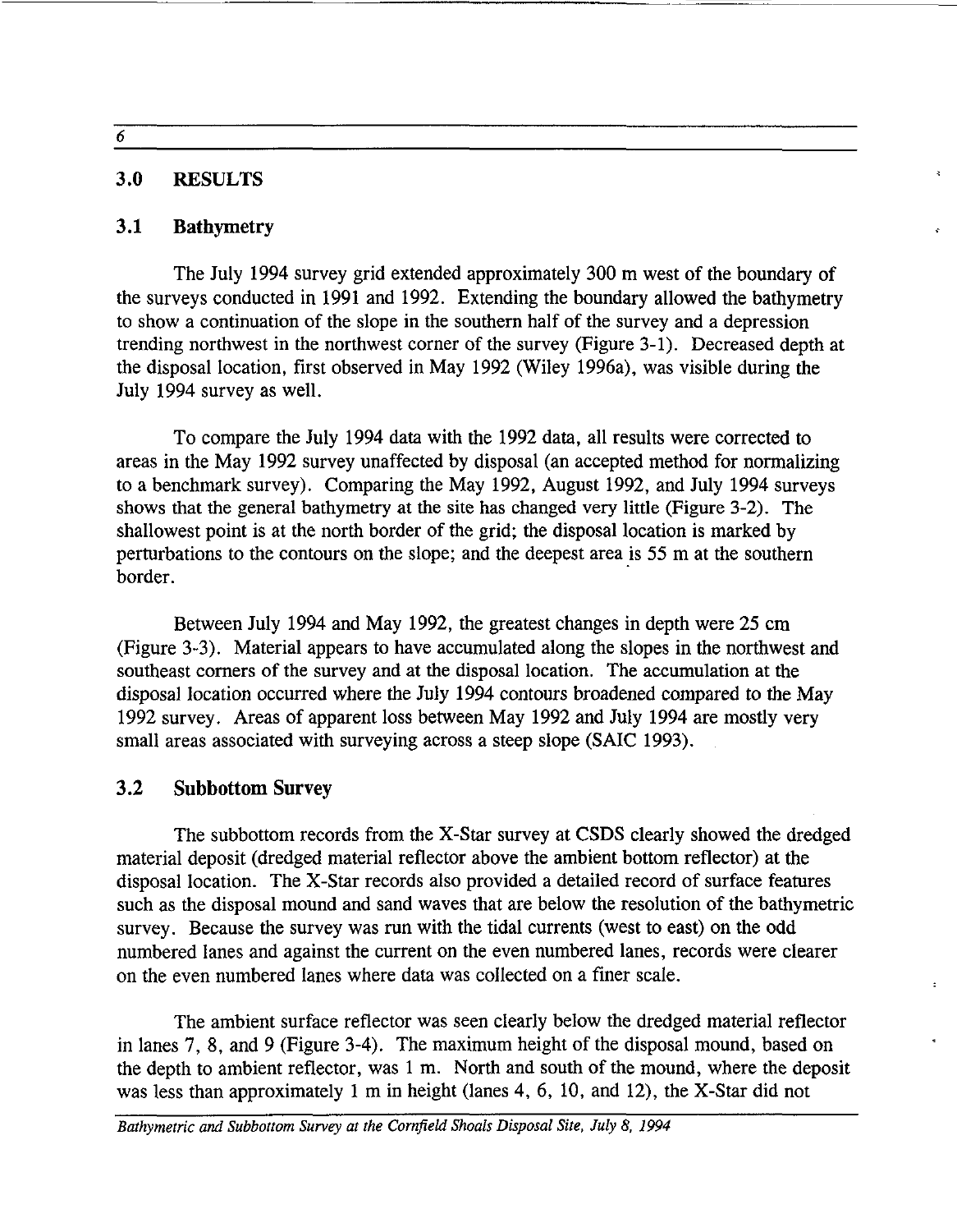## 3.0 RESULTS

### 3.1 Bathymetry

The July 1994 survey grid extended approximately 300 m west of the boundary of the surveys conducted in 1991 and 1992. Extending the boundary allowed the bathymetry to show a continuation of the slope in the southern half of the survey and a depression trending northwest in the northwest corner of the survey (Figure 3-1). Decreased depth at the disposal location, first observed in May 1992 (Wiley 1996a), was visible during the July 1994 survey as well.

To compare the July 1994 data with the 1992 data, all results were corrected to areas in the May 1992 survey unaffected by disposal (an accepted method for normalizing to a benchmark survey). Comparing the May 1992, August 1992, and July 1994 surveys shows that the general bathymetry at the site has changed very little (Figure 3-2). The shallowest point is at the north border of the grid; the disposal location is marked by perturbations to the contours on the slope; and the deepest area is 55 m at the southern border.

Between July 1994 and May 1992, the greatest changes in depth were 25 cm (Figure 3-3). Material appears to have accumulated along the slopes in the northwest and southeast corners of the survey and at the disposal location. The accumulation at the disposal location occurred where the July 1994 contours broadened compared to the May 1992 survey. Areas of apparent loss between May 1992 and July 1994 are mostly very small areas associated with surveying across a steep slope (SAIC 1993).

### 3.2 Subbottom Survey

The subbottom records from the X-Star survey at CSDS clearly showed the dredged material deposit (dredged material reflector above the ambient bottom reflector) at the disposal location. The X-Star records also provided a detailed record of surface features such as the disposal mound and sand waves that are below the resolution of the bathymetric survey. Because the survey was run with the tidal currents (west to east) on the odd numbered lanes and against the current on the even numbered lanes, records were clearer on the even numbered lanes where data was collected on a finer scale.

The ambient surface reflector was seen clearly below the dredged material reflector in lanes 7, 8, and 9 (Figure 3-4). The maximum height of the disposal mound, based on the depth to ambient reflector, was 1 m. North and south of the mound, where the deposit was less than approximately 1 m in height (lanes 4, 6, 10, and 12), the X-Star did not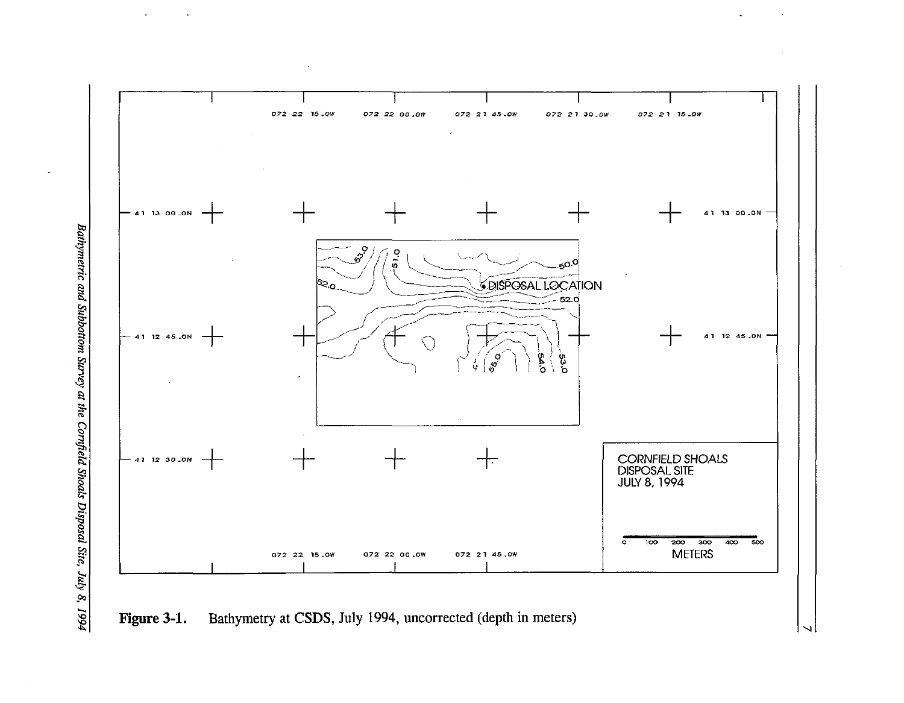Figure 3-1. Bathymetry at CSDS, July 1994, uncorrected (depth in meters)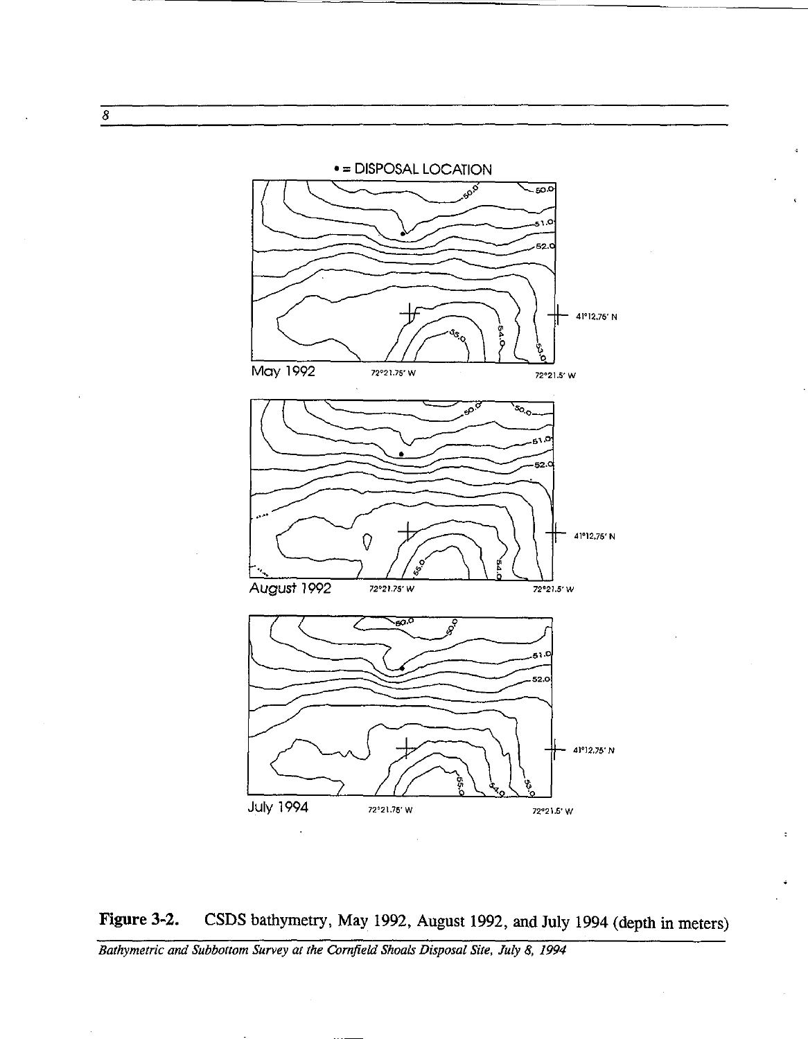• = DISPOSAL LOCATION

May 1992

August 1992

July 1994

**Figure 3-2.** CSDS bathymetry, May 1992, August 1992, and July 1994 (depth in meters)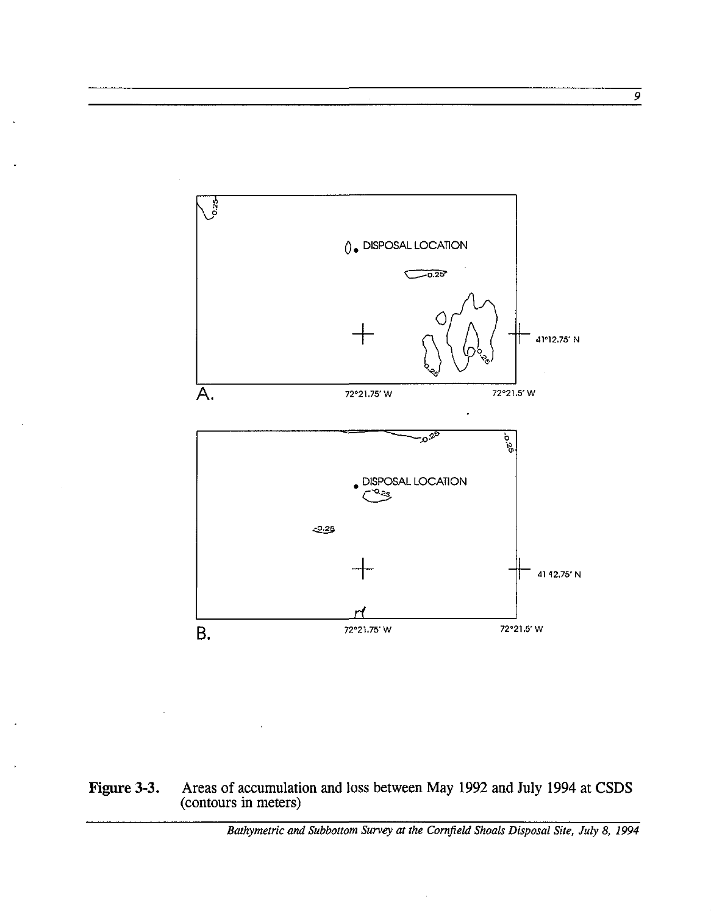A.

B.

**Figure 3-3.** Areas of accumulation and loss between May 1992 and July 1994 at CSDS (contours in meters)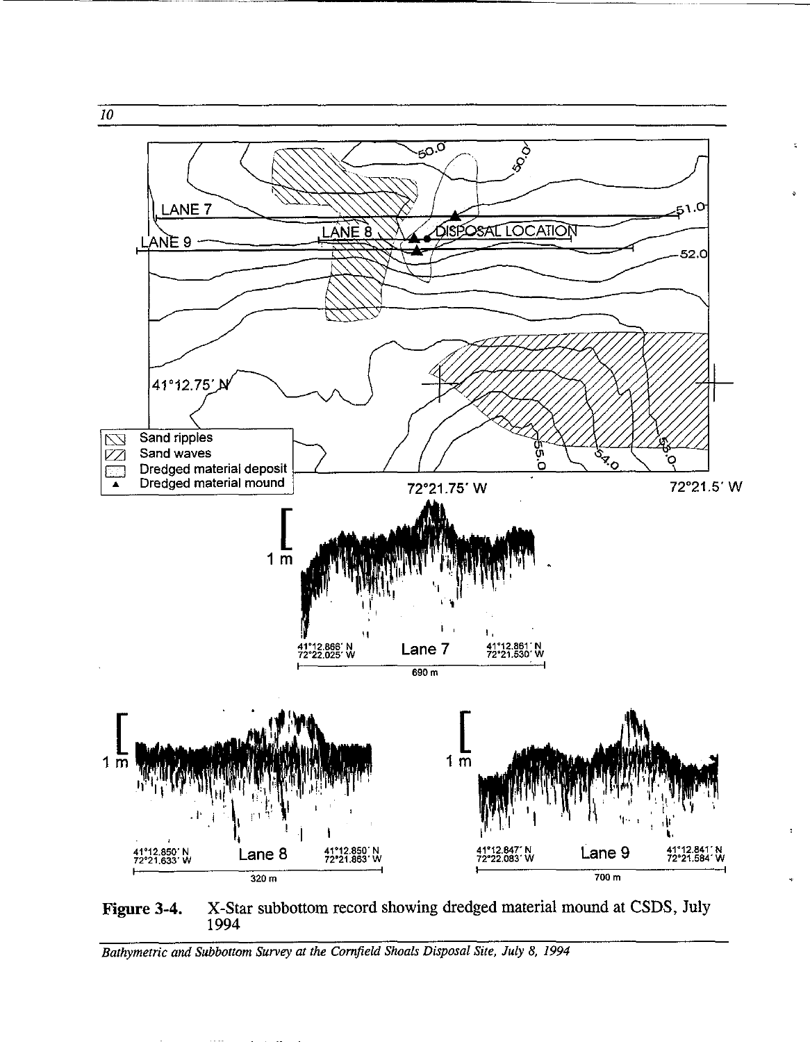Figure 3-4. X-Star subbottom record showing dredged material mound at CSDS, July 1994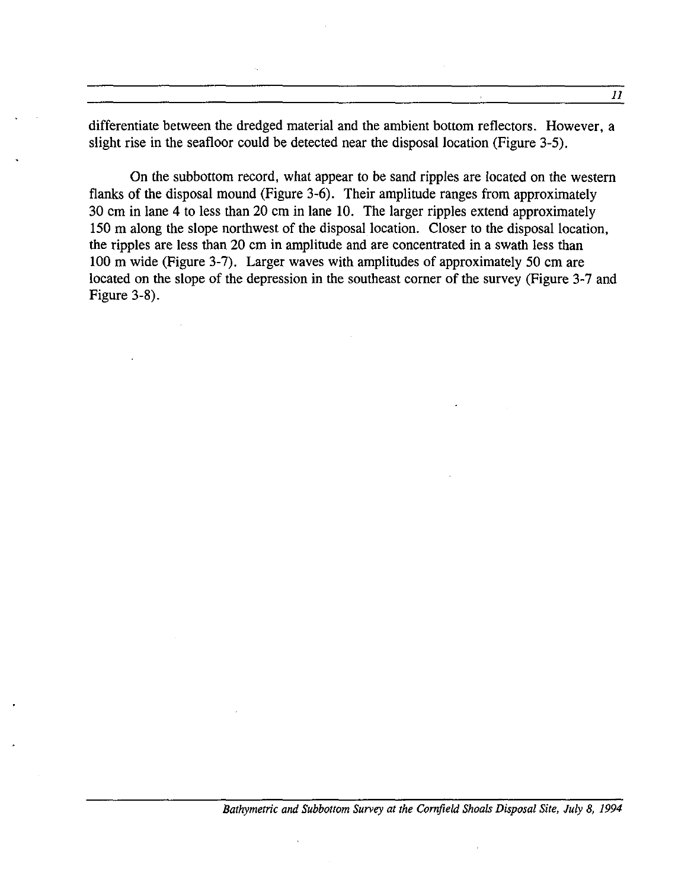differentiate between the dredged material and the ambient bottom reflectors. However, a slight rise in the seafloor could be detected near the disposal location (Figure 3-5).

On the subbottom record, what appear to be sand ripples are located on the western flanks of the disposal mound (Figure 3-6). Their amplitude ranges from approximately 30 cm in lane 4 to less than 20 cm in lane 10. The larger ripples extend approximately 150 m along the slope northwest of the disposal location. Closer to the disposal location, the ripples are less than 20 cm in amplitude and are concentrated in a swath less than 100 m wide (Figure 3-7). Larger waves with amplitudes of approximately 50 cm are located on the slope of the depression in the southeast corner of the survey (Figure 3-7 and Figure 3-8).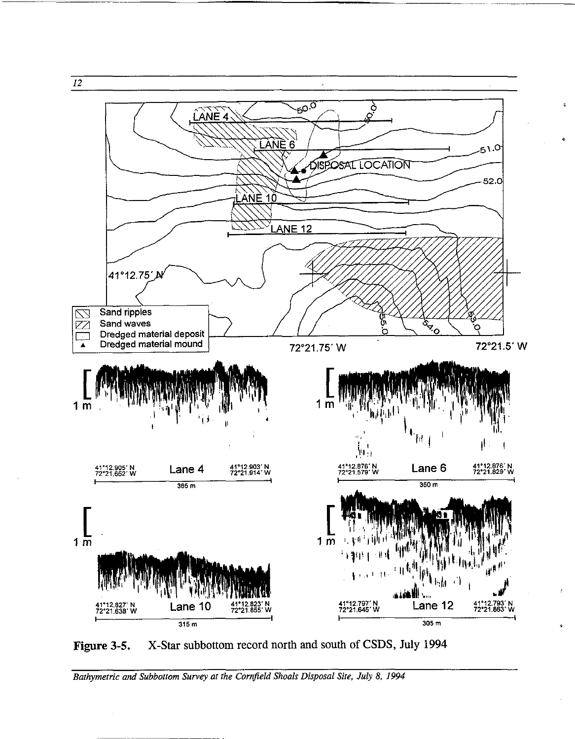Figure 3-5. X-Star subbottom record north and south of CSDS, July 1994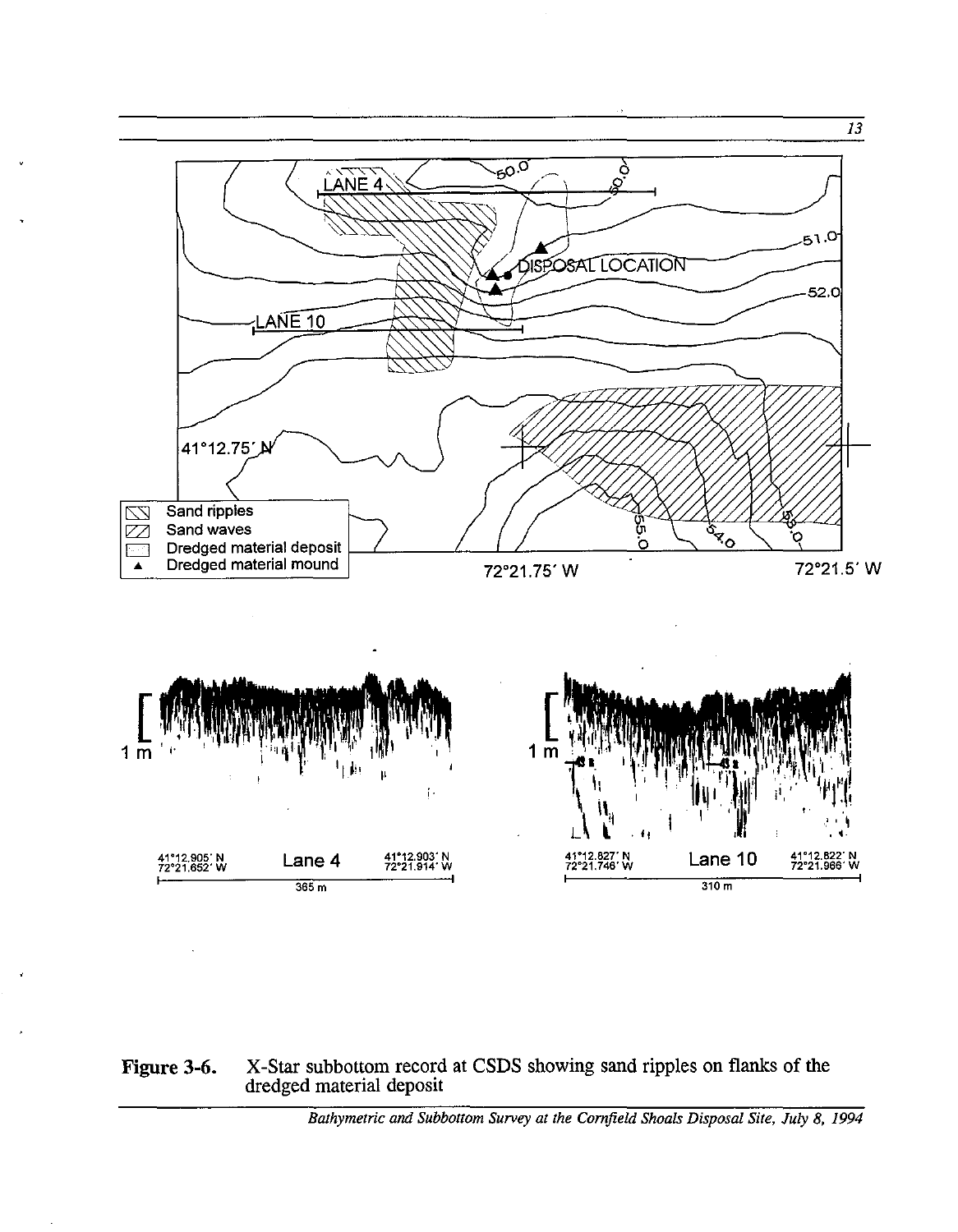**Figure 3-6.** X-Star subbottom record at CSDS showing sand ripples on flanks of the dredged material deposit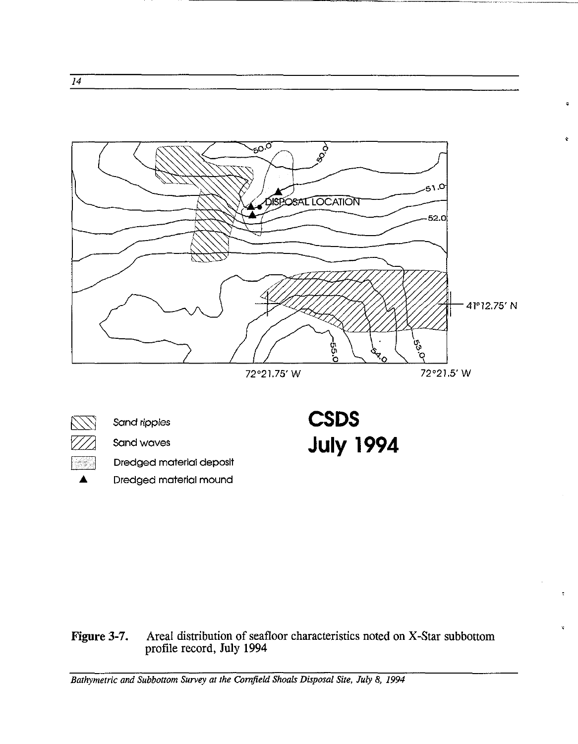Figure 3-7. Areal distribution of seafloor characteristics noted on X-Star subbottom profile record, July 1994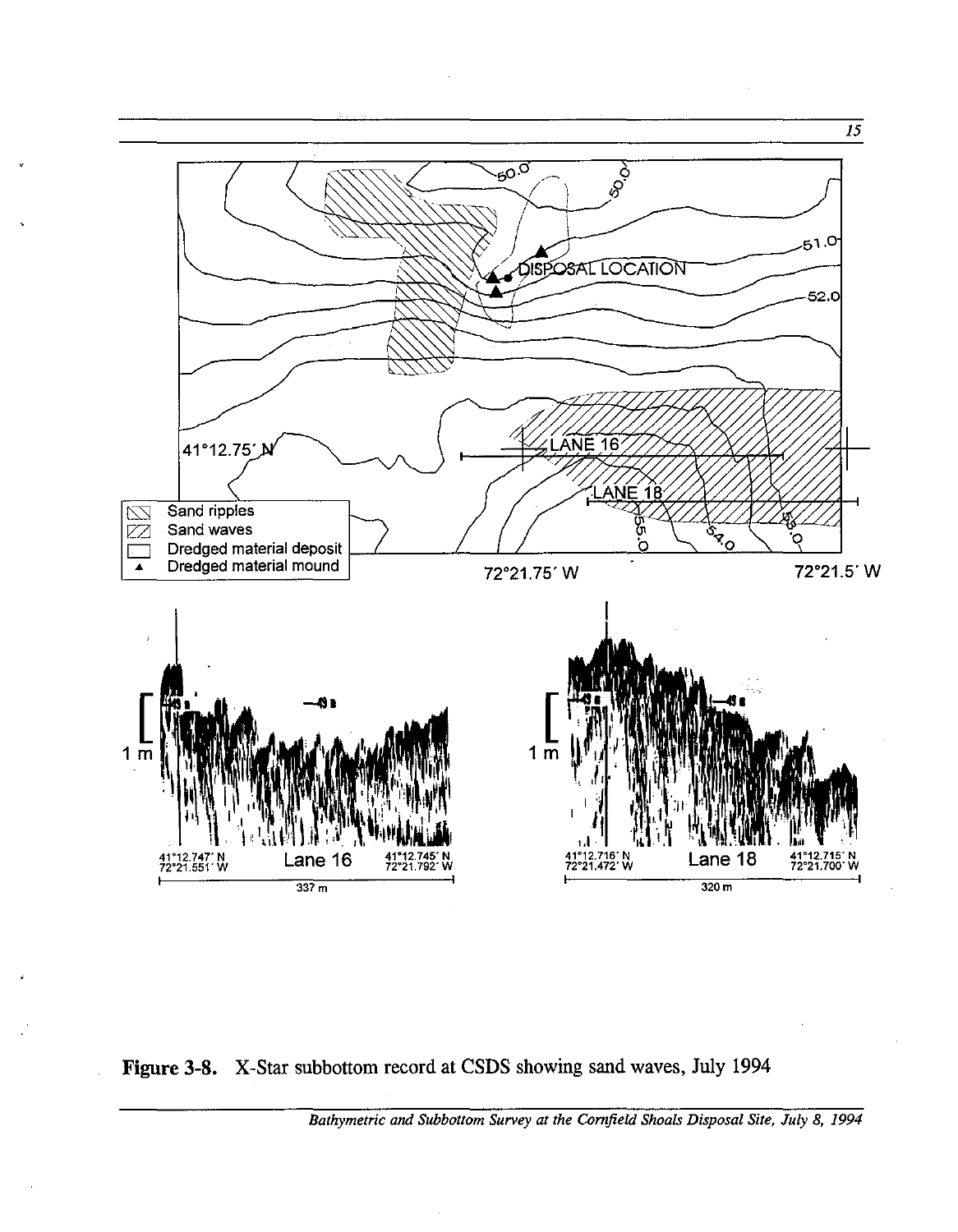**Figure 3-8.** X-Star subbottom record at CSDS showing sand waves, July 1994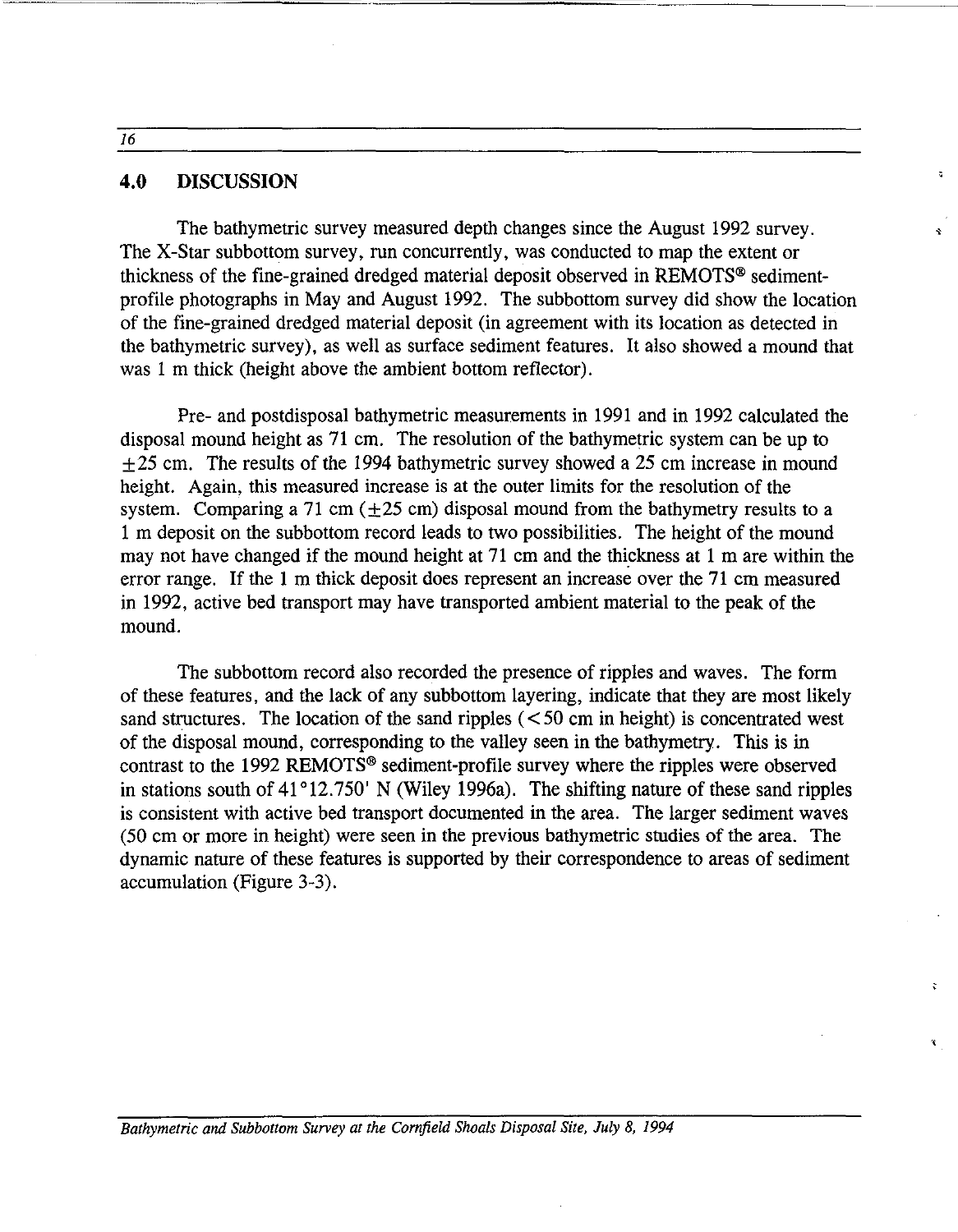## 4.0 DISCUSSION

The bathymetric survey measured depth changes since the August 1992 survey. The X-Star subbottom survey, run concurrently, was conducted to map the extent or thickness of the fine-grained dredged material deposit observed in REMOTS® sediment-profile photographs in May and August 1992. The subbottom survey did show the location of the fine-grained dredged material deposit (in agreement with its location as detected in the bathymetric survey), as well as surface sediment features. It also showed a mound that was 1 m thick (height above the ambient bottom reflector).

Pre- and postdisposal bathymetric measurements in 1991 and in 1992 calculated the disposal mound height as 71 cm. The resolution of the bathymetric system can be up to $\pm 25$ cm. The results of the 1994 bathymetric survey showed a 25 cm increase in mound height. Again, this measured increase is at the outer limits for the resolution of the system. Comparing a 71 cm ($\pm 25$ cm) disposal mound from the bathymetry results to a 1 m deposit on the subbottom record leads to two possibilities. The height of the mound may not have changed if the mound height at 71 cm and the thickness at 1 m are within the error range. If the 1 m thick deposit does represent an increase over the 71 cm measured in 1992, active bed transport may have transported ambient material to the peak of the mound.

The subbottom record also recorded the presence of ripples and waves. The form of these features, and the lack of any subbottom layering, indicate that they are most likely sand structures. The location of the sand ripples ($< 50$ cm in height) is concentrated west of the disposal mound, corresponding to the valley seen in the bathymetry. This is in contrast to the 1992 REMOTS® sediment-profile survey where the ripples were observed in stations south of 41°12.750' N (Wiley 1996a). The shifting nature of these sand ripples is consistent with active bed transport documented in the area. The larger sediment waves (50 cm or more in height) were seen in the previous bathymetric studies of the area. The dynamic nature of these features is supported by their correspondence to areas of sediment accumulation (Figure 3-3).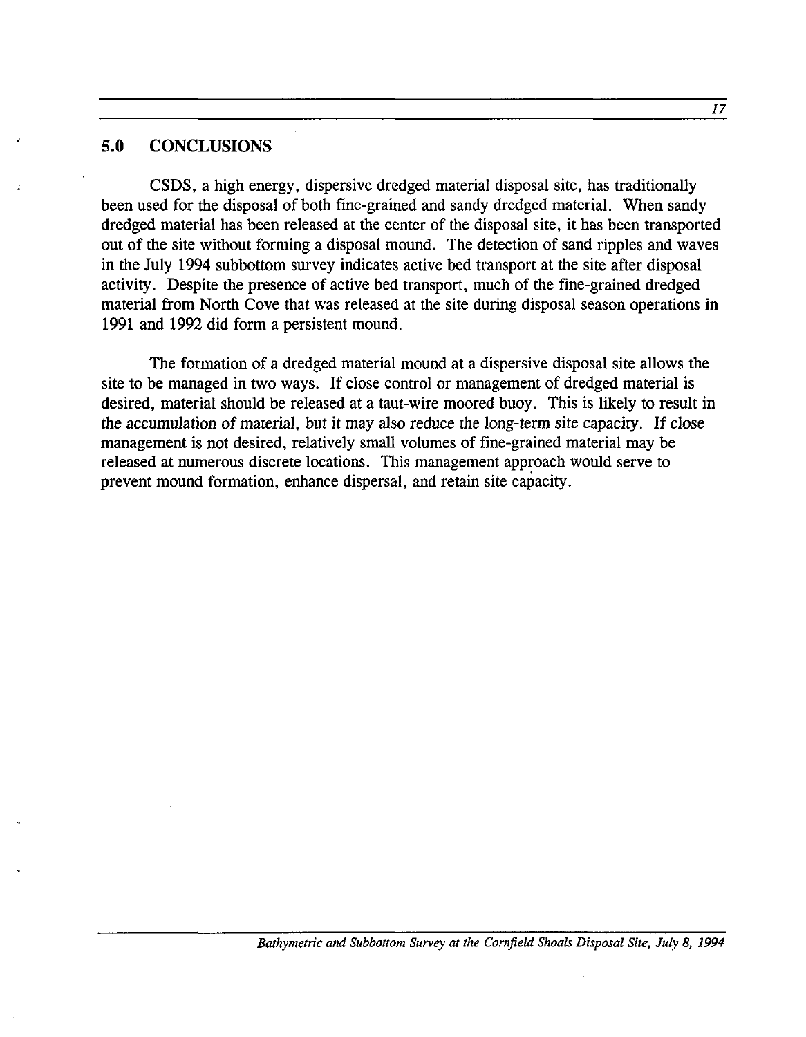## 5.0 CONCLUSIONS

CSDS, a high energy, dispersive dredged material disposal site, has traditionally been used for the disposal of both fine-grained and sandy dredged material. When sandy dredged material has been released at the center of the disposal site, it has been transported out of the site without forming a disposal mound. The detection of sand ripples and waves in the July 1994 subbottom survey indicates active bed transport at the site after disposal activity. Despite the presence of active bed transport, much of the fine-grained dredged material from North Cove that was released at the site during disposal season operations in 1991 and 1992 did form a persistent mound.

The formation of a dredged material mound at a dispersive disposal site allows the site to be managed in two ways. If close control or management of dredged material is desired, material should be released at a taut-wire moored buoy. This is likely to result in the accumulation of material, but it may also reduce the long-term site capacity. If close management is not desired, relatively small volumes of fine-grained material may be released at numerous discrete locations. This management approach would serve to prevent mound formation, enhance dispersal, and retain site capacity.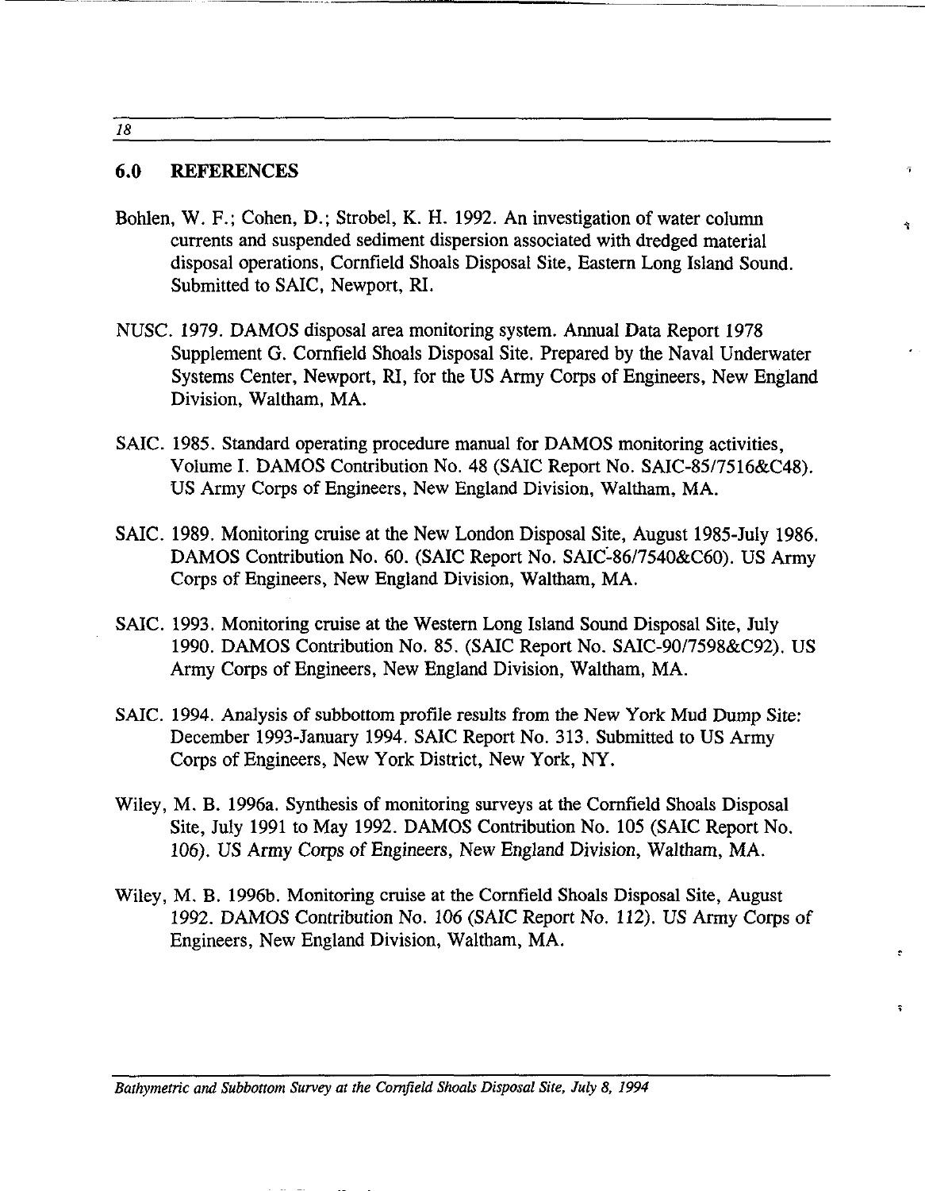## 6.0 REFERENCES

Bohlen, W. F.; Cohen, D.; Strobel, K. H. 1992. An investigation of water column currents and suspended sediment dispersion associated with dredged material disposal operations, Cornfield Shoals Disposal Site, Eastern Long Island Sound. Submitted to SAIC, Newport, RI.

NUSC. 1979. DAMOS disposal area monitoring system. Annual Data Report 1978 Supplement G. Cornfield Shoals Disposal Site. Prepared by the Naval Underwater Systems Center, Newport, RI, for the US Army Corps of Engineers, New England Division, Waltham, MA.

SAIC. 1985. Standard operating procedure manual for DAMOS monitoring activities, Volume I. DAMOS Contribution No. 48 (SAIC Report No. SAIC-85/7516&C48). US Army Corps of Engineers, New England Division, Waltham, MA.

SAIC. 1989. Monitoring cruise at the New London Disposal Site, August 1985-July 1986. DAMOS Contribution No. 60. (SAIC Report No. SAIC-86/7540&C60). US Army Corps of Engineers, New England Division, Waltham, MA.

SAIC. 1993. Monitoring cruise at the Western Long Island Sound Disposal Site, July 1990. DAMOS Contribution No. 85. (SAIC Report No. SAIC-90/7598&C92). US Army Corps of Engineers, New England Division, Waltham, MA.

SAIC. 1994. Analysis of subbottom profile results from the New York Mud Dump Site: December 1993-January 1994. SAIC Report No. 313. Submitted to US Army Corps of Engineers, New York District, New York, NY.

Wiley, M. B. 1996a. Synthesis of monitoring surveys at the Cornfield Shoals Disposal Site, July 1991 to May 1992. DAMOS Contribution No. 105 (SAIC Report No. 106). US Army Corps of Engineers, New England Division, Waltham, MA.

Wiley, M. B. 1996b. Monitoring cruise at the Cornfield Shoals Disposal Site, August 1992. DAMOS Contribution No. 106 (SAIC Report No. 112). US Army Corps of Engineers, New England Division, Waltham, MA.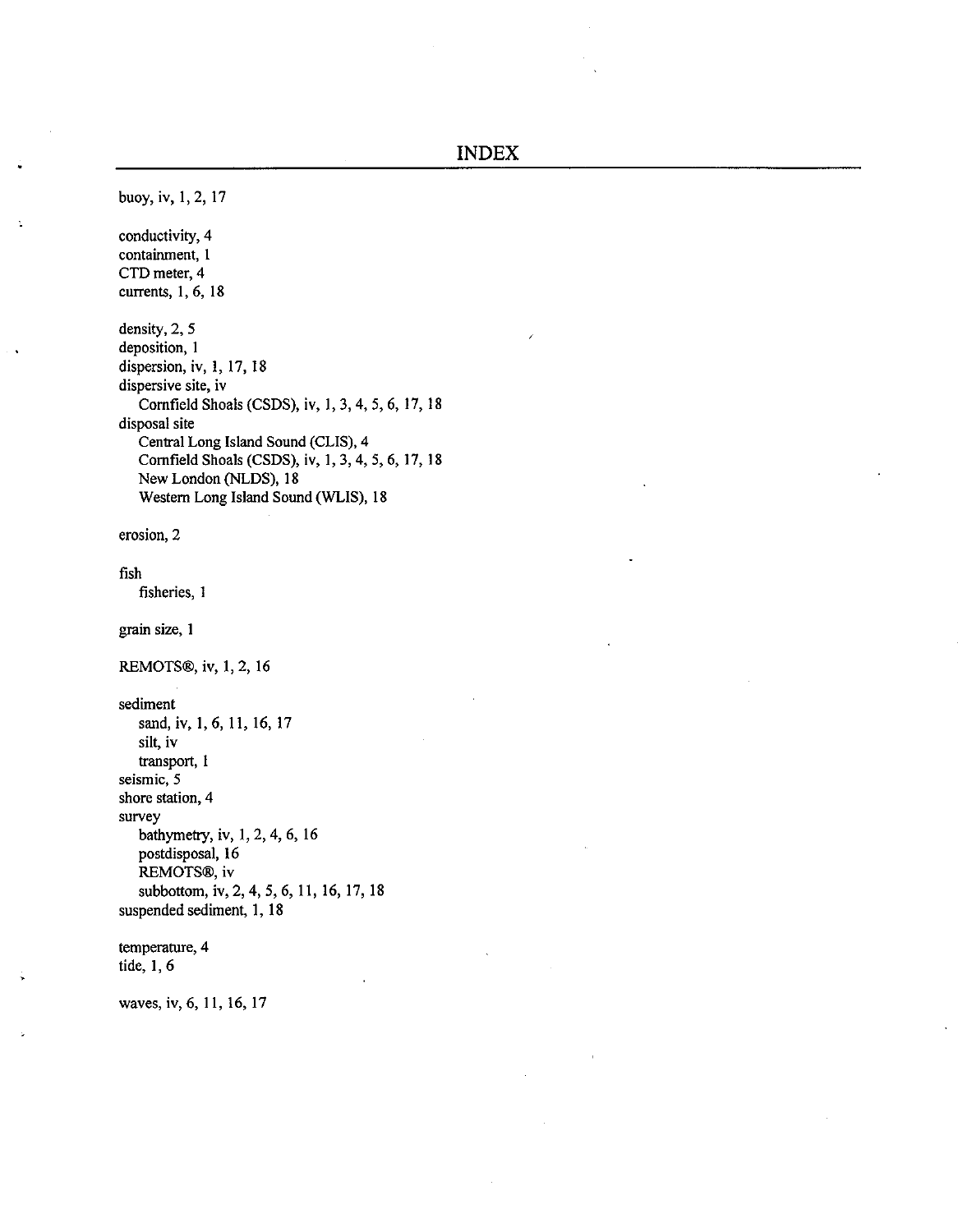# INDEX

buoy, iv, 1, 2, 17

conductivity, 4
containment, 1
CTD meter, 4
currents, 1, 6, 18

density, 2, 5
deposition, 1
dispersion, iv, 1, 17, 18
dispersive site, iv
   Cornfield Shoals (CSDS), iv, 1, 3, 4, 5, 6, 17, 18
disposal site
   Central Long Island Sound (CLIS), 4
   Cornfield Shoals (CSDS), iv, 1, 3, 4, 5, 6, 17, 18
   New London (NLDS), 18
   Western Long Island Sound (WLIS), 18

erosion, 2

fish
   fisheries, 1

grain size, 1

REMOTS®, iv, 1, 2, 16

sediment
   sand, iv, 1, 6, 11, 16, 17
   silt, iv
   transport, 1
seismic, 5
shore station, 4
survey
   bathymetry, iv, 1, 2, 4, 6, 16
   postdisposal, 16
   REMOTS®, iv
   subbottom, iv, 2, 4, 5, 6, 11, 16, 17, 18
suspended sediment, 1, 18

temperature, 4
tide, 1, 6

waves, iv, 6, 11, 16, 17